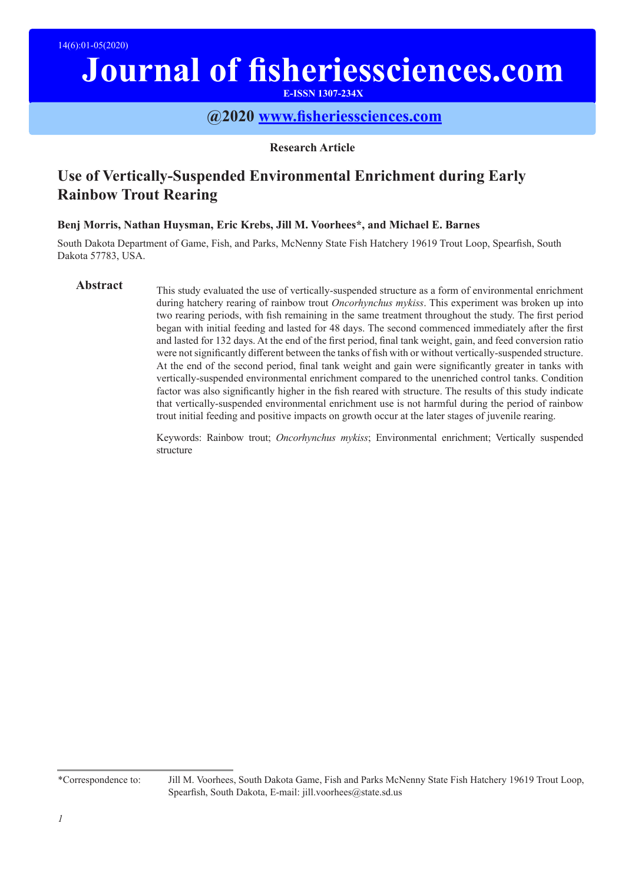**Research Article**

# Use of Vertically-Suspended Environmental Enrichment during Early Rainbow Trout Rearing

**Benj Morris, Nathan Huysman, Eric Krebs, Jill M. Voorhees*, and Michael E. Barnes**

South Dakota Department of Game, Fish, and Parks, McNenny State Fish Hatchery 19619 Trout Loop, Spearfish, South Dakota 57783, USA.

## Abstract

This study evaluated the use of vertically-suspended structure as a form of environmental enrichment during hatchery rearing of rainbow trout *Oncorhynchus mykiss*. This experiment was broken up into two rearing periods, with fish remaining in the same treatment throughout the study. The first period began with initial feeding and lasted for 48 days. The second commenced immediately after the first and lasted for 132 days. At the end of the first period, final tank weight, gain, and feed conversion ratio were not significantly different between the tanks of fish with or without vertically-suspended structure. At the end of the second period, final tank weight and gain were significantly greater in tanks with vertically-suspended environmental enrichment compared to the unenriched control tanks. Condition factor was also significantly higher in the fish reared with structure. The results of this study indicate that vertically-suspended environmental enrichment use is not harmful during the period of rainbow trout initial feeding and positive impacts on growth occur at the later stages of juvenile rearing.

Keywords: Rainbow trout; *Oncorhynchus mykiss*; Environmental enrichment; Vertically suspended structure

---

*Correspondence to: Jill M. Voorhees, South Dakota Game, Fish and Parks McNenny State Fish Hatchery 19619 Trout Loop, Spearfish, South Dakota, E-mail: jill.voorhees@state.sd.us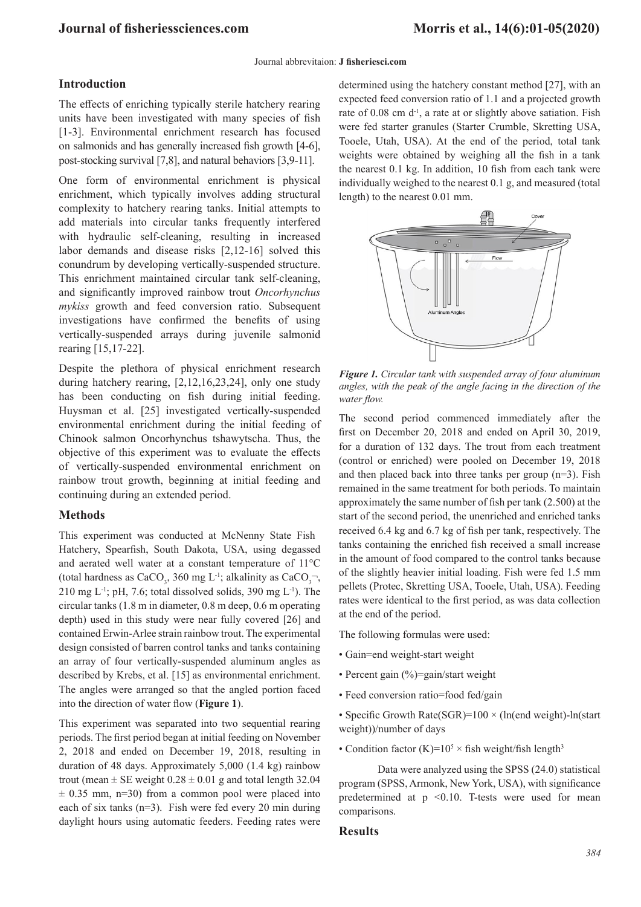Journal abbrevitaion: **J fisheriesci.com**

## Introduction

The effects of enriching typically sterile hatchery rearing units have been investigated with many species of fish [1-3]. Environmental enrichment research has focused on salmonids and has generally increased fish growth [4-6], post-stocking survival [7,8], and natural behaviors [3,9-11].

One form of environmental enrichment is physical enrichment, which typically involves adding structural complexity to hatchery rearing tanks. Initial attempts to add materials into circular tanks frequently interfered with hydraulic self-cleaning, resulting in increased labor demands and disease risks [2,12-16] solved this conundrum by developing vertically-suspended structure. This enrichment maintained circular tank self-cleaning, and significantly improved rainbow trout *Oncorhynchus mykiss* growth and feed conversion ratio. Subsequent investigations have confirmed the benefits of using vertically-suspended arrays during juvenile salmonid rearing [15,17-22].

Despite the plethora of physical enrichment research during hatchery rearing, [2,12,16,23,24], only one study has been conducting on fish during initial feeding. Huysman et al. [25] investigated vertically-suspended environmental enrichment during the initial feeding of Chinook salmon Oncorhynchus tshawytscha. Thus, the objective of this experiment was to evaluate the effects of vertically-suspended environmental enrichment on rainbow trout growth, beginning at initial feeding and continuing during an extended period.

## Methods

This experiment was conducted at McNenny State Fish Hatchery, Spearfish, South Dakota, USA, using degassed and aerated well water at a constant temperature of 11°C (total hardness as $CaCO_3$, 360 mg $L^{-1}$; alkalinity as $CaCO_3^-$, 210 mg $L^{-1}$; pH, 7.6; total dissolved solids, 390 mg $L^{-1}$). The circular tanks (1.8 m in diameter, 0.8 m deep, 0.6 m operating depth) used in this study were near fully covered [26] and contained Erwin-Arlee strain rainbow trout. The experimental design consisted of barren control tanks and tanks containing an array of four vertically-suspended aluminum angles as described by Krebs, et al. [15] as environmental enrichment. The angles were arranged so that the angled portion faced into the direction of water flow (**Figure 1**).

This experiment was separated into two sequential rearing periods. The first period began at initial feeding on November 2, 2018 and ended on December 19, 2018, resulting in duration of 48 days. Approximately 5,000 (1.4 kg) rainbow trout (mean ± SE weight 0.28 ± 0.01 g and total length 32.04 ± 0.35 mm, n=30) from a common pool were placed into each of six tanks (n=3). Fish were fed every 20 min during daylight hours using automatic feeders. Feeding rates were determined using the hatchery constant method [27], with an expected feed conversion ratio of 1.1 and a projected growth rate of 0.08 cm $d^{-1}$, a rate at or slightly above satiation. Fish were fed starter granules (Starter Crumble, Skretting USA, Tooele, Utah, USA). At the end of the period, total tank weights were obtained by weighing all the fish in a tank the nearest 0.1 kg. In addition, 10 fish from each tank were individually weighed to the nearest 0.1 g, and measured (total length) to the nearest 0.01 mm.

*Figure 1. Circular tank with suspended array of four aluminum angles, with the peak of the angle facing in the direction of the water flow.*

The second period commenced immediately after the first on December 20, 2018 and ended on April 30, 2019, for a duration of 132 days. The trout from each treatment (control or enriched) were pooled on December 19, 2018 and then placed back into three tanks per group (n=3). Fish remained in the same treatment for both periods. To maintain approximately the same number of fish per tank (2.500) at the start of the second period, the unenriched and enriched tanks received 6.4 kg and 6.7 kg of fish per tank, respectively. The tanks containing the enriched fish received a small increase in the amount of food compared to the control tanks because of the slightly heavier initial loading. Fish were fed 1.5 mm pellets (Protec, Skretting USA, Tooele, Utah, USA). Feeding rates were identical to the first period, as was data collection at the end of the period.

The following formulas were used:

- Gain=end weight-start weight
- Percent gain (%)=gain/start weight
- Feed conversion ratio=food fed/gain
- Specific Growth Rate(SGR)=100 × (ln(end weight)-ln(start weight))/number of days
- Condition factor (K)=$10^5$ × fish weight/fish length$^3$

Data were analyzed using the SPSS (24.0) statistical program (SPSS, Armonk, New York, USA), with significance predetermined at $p < 0.10$. T-tests were used for mean comparisons.

## Results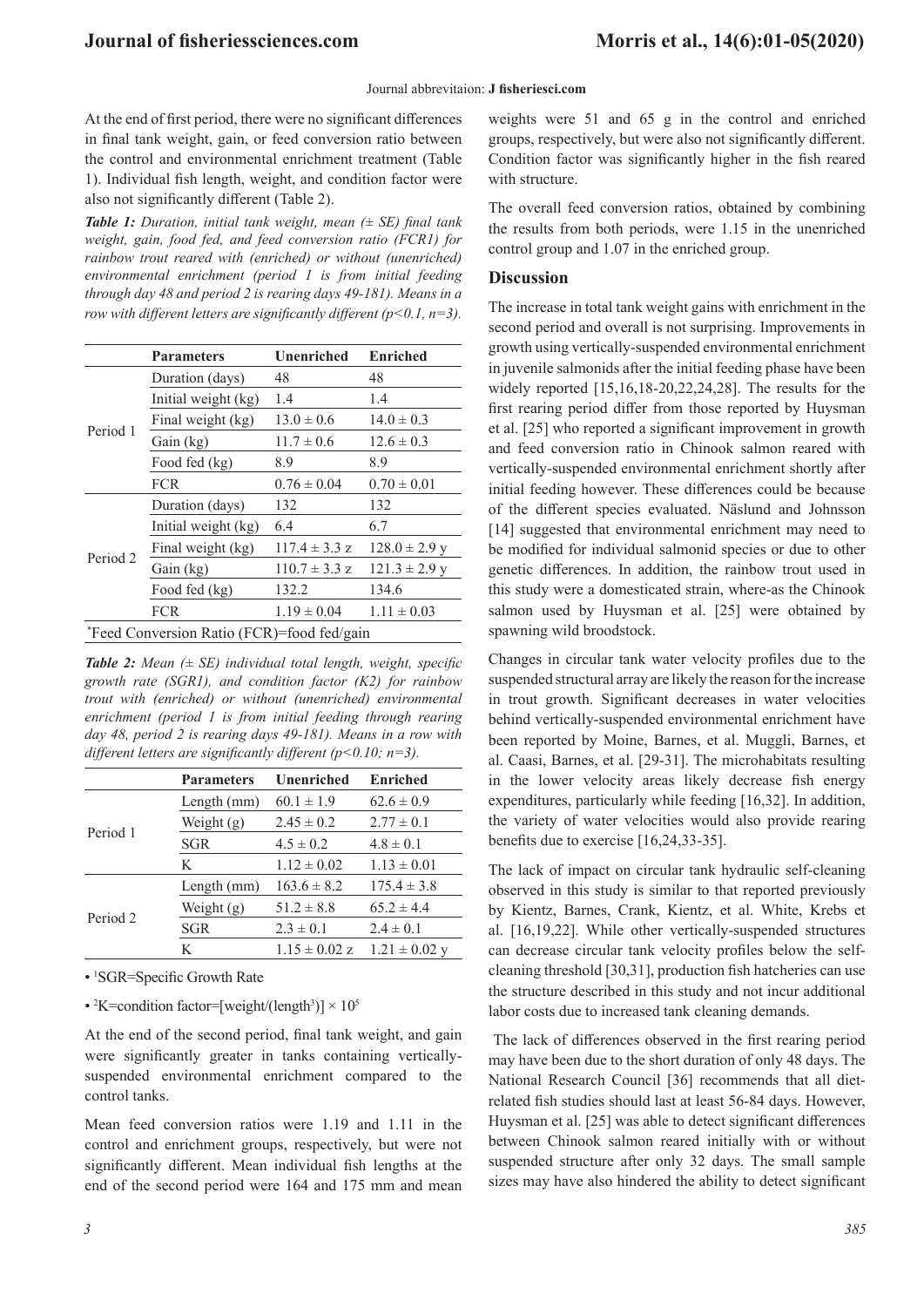At the end of first period, there were no significant differences in final tank weight, gain, or feed conversion ratio between the control and environmental enrichment treatment (Table 1). Individual fish length, weight, and condition factor were also not significantly different (Table 2).

***Table 1:*** *Duration, initial tank weight, mean (± SE) final tank weight, gain, food fed, and feed conversion ratio (FCR1) for rainbow trout reared with (enriched) or without (unenriched) environmental enrichment (period 1 is from initial feeding through day 48 and period 2 is rearing days 49-181). Means in a row with different letters are significantly different (p<0.1, n=3).*

| | Parameters | Unenriched | Enriched |
|---|---|---|---|
| Period 1 | Duration (days) | 48 | 48 |
| | Initial weight (kg) | 1.4 | 1.4 |
| | Final weight (kg) | 13.0 ± 0.6 | 14.0 ± 0.3 |
| | Gain (kg) | 11.7 ± 0.6 | 12.6 ± 0.3 |
| | Food fed (kg) | 8.9 | 8.9 |
| | FCR | 0.76 ± 0.04 | 0.70 ± 0.01 |
| Period 2 | Duration (days) | 132 | 132 |
| | Initial weight (kg) | 6.4 | 6.7 |
| | Final weight (kg) | 117.4 ± 3.3 z | 128.0 ± 2.9 y |
| | Gain (kg) | 110.7 ± 3.3 z | 121.3 ± 2.9 y |
| | Food fed (kg) | 132.2 | 134.6 |
| | FCR | 1.19 ± 0.04 | 1.11 ± 0.03 |

*Feed Conversion Ratio (FCR)=food fed/gain

***Table 2:*** *Mean (± SE) individual total length, weight, specific growth rate (SGR1), and condition factor (K2) for rainbow trout with (enriched) or without (unenriched) environmental enrichment (period 1 is from initial feeding through rearing day 48, period 2 is rearing days 49-181). Means in a row with different letters are significantly different (p<0.10; n=3).*

| | Parameters | Unenriched | Enriched |
|---|---|---|---|
| Period 1 | Length (mm) | 60.1 ± 1.9 | 62.6 ± 0.9 |
| | Weight (g) | 2.45 ± 0.2 | 2.77 ± 0.1 |
| | SGR | 4.5 ± 0.2 | 4.8 ± 0.1 |
| | K | 1.12 ± 0.02 | 1.13 ± 0.01 |
| Period 2 | Length (mm) | 163.6 ± 8.2 | 175.4 ± 3.8 |
| | Weight (g) | 51.2 ± 8.8 | 65.2 ± 4.4 |
| | SGR | 2.3 ± 0.1 | 2.4 ± 0.1 |
| | K | 1.15 ± 0.02 z | 1.21 ± 0.02 y |

- [1]SGR=Specific Growth Rate
- [2]K=condition factor=[weight/(length$^3$)] × $10^5$

At the end of the second period, final tank weight, and gain were significantly greater in tanks containing vertically-suspended environmental enrichment compared to the control tanks.

Mean feed conversion ratios were 1.19 and 1.11 in the control and enrichment groups, respectively, but were not significantly different. Mean individual fish lengths at the end of the second period were 164 and 175 mm and mean weights were 51 and 65 g in the control and enriched groups, respectively, but were also not significantly different. Condition factor was significantly higher in the fish reared with structure.

The overall feed conversion ratios, obtained by combining the results from both periods, were 1.15 in the unenriched control group and 1.07 in the enriched group.

## Discussion

The increase in total tank weight gains with enrichment in the second period and overall is not surprising. Improvements in growth using vertically-suspended environmental enrichment in juvenile salmonids after the initial feeding phase have been widely reported [15,16,18-20,22,24,28]. The results for the first rearing period differ from those reported by Huysman et al. [25] who reported a significant improvement in growth and feed conversion ratio in Chinook salmon reared with vertically-suspended environmental enrichment shortly after initial feeding however. These differences could be because of the different species evaluated. Näslund and Johnsson [14] suggested that environmental enrichment may need to be modified for individual salmonid species or due to other genetic differences. In addition, the rainbow trout used in this study were a domesticated strain, where-as the Chinook salmon used by Huysman et al. [25] were obtained by spawning wild broodstock.

Changes in circular tank water velocity profiles due to the suspended structural array are likely the reason for the increase in trout growth. Significant decreases in water velocities behind vertically-suspended environmental enrichment have been reported by Moine, Barnes, et al. Muggli, Barnes, et al. Caasi, Barnes, et al. [29-31]. The microhabitats resulting in the lower velocity areas likely decrease fish energy expenditures, particularly while feeding [16,32]. In addition, the variety of water velocities would also provide rearing benefits due to exercise [16,24,33-35].

The lack of impact on circular tank hydraulic self-cleaning observed in this study is similar to that reported previously by Kientz, Barnes, Crank, Kientz, et al. White, Krebs et al. [16,19,22]. While other vertically-suspended structures can decrease circular tank velocity profiles below the self-cleaning threshold [30,31], production fish hatcheries can use the structure described in this study and not incur additional labor costs due to increased tank cleaning demands.

The lack of differences observed in the first rearing period may have been due to the short duration of only 48 days. The National Research Council [36] recommends that all diet-related fish studies should last at least 56-84 days. However, Huysman et al. [25] was able to detect significant differences between Chinook salmon reared initially with or without suspended structure after only 32 days. The small sample sizes may have also hindered the ability to detect significant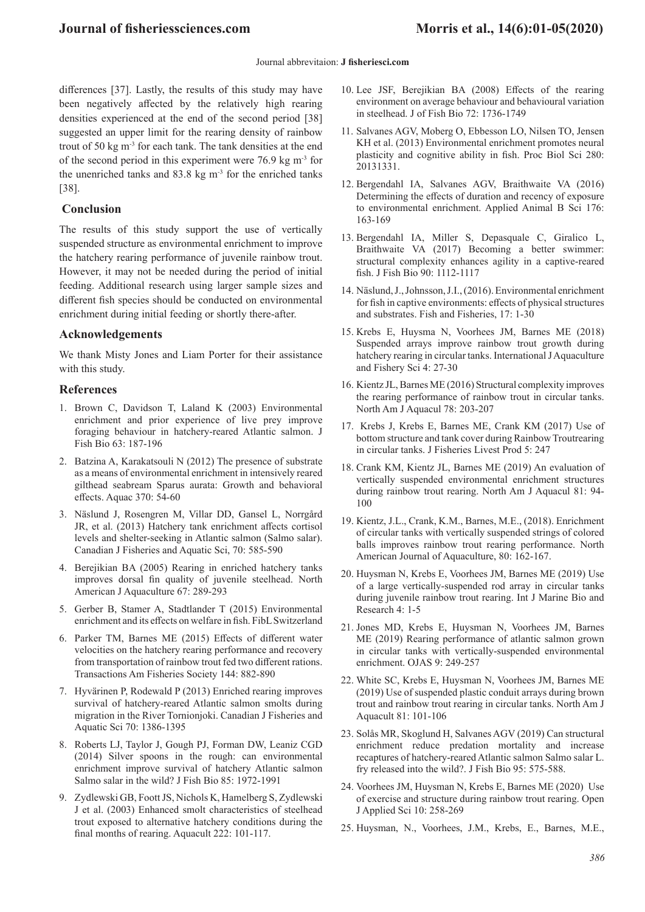differences [37]. Lastly, the results of this study may have been negatively affected by the relatively high rearing densities experienced at the end of the second period [38] suggested an upper limit for the rearing density of rainbow trout of 50 kg $m^{-3}$ for each tank. The tank densities at the end of the second period in this experiment were 76.9 kg $m^{-3}$ for the unenriched tanks and 83.8 kg $m^{-3}$ for the enriched tanks [38].

## Conclusion

The results of this study support the use of vertically suspended structure as environmental enrichment to improve the hatchery rearing performance of juvenile rainbow trout. However, it may not be needed during the period of initial feeding. Additional research using larger sample sizes and different fish species should be conducted on environmental enrichment during initial feeding or shortly there-after.

## Acknowledgements

We thank Misty Jones and Liam Porter for their assistance with this study.

## References

1. Brown C, Davidson T, Laland K (2003) Environmental enrichment and prior experience of live prey improve foraging behaviour in hatchery-reared Atlantic salmon. J Fish Bio 63: 187-196
2. Batzina A, Karakatsouli N (2012) The presence of substrate as a means of environmental enrichment in intensively reared gilthead seabream Sparus aurata: Growth and behavioral effects. Aquac 370: 54-60
3. Näslund J, Rosengren M, Villar DD, Gansel L, Norrgård JR, et al. (2013) Hatchery tank enrichment affects cortisol levels and shelter-seeking in Atlantic salmon (Salmo salar). Canadian J Fisheries and Aquatic Sci, 70: 585-590
4. Berejikian BA (2005) Rearing in enriched hatchery tanks improves dorsal fin quality of juvenile steelhead. North American J Aquaculture 67: 289-293
5. Gerber B, Stamer A, Stadtlander T (2015) Environmental enrichment and its effects on welfare in fish. FibL Switzerland
6. Parker TM, Barnes ME (2015) Effects of different water velocities on the hatchery rearing performance and recovery from transportation of rainbow trout fed two different rations. Transactions Am Fisheries Society 144: 882-890
7. Hyvärinen P, Rodewald P (2013) Enriched rearing improves survival of hatchery-reared Atlantic salmon smolts during migration in the River Tornionjoki. Canadian J Fisheries and Aquatic Sci 70: 1386-1395
8. Roberts LJ, Taylor J, Gough PJ, Forman DW, Leaniz CGD (2014) Silver spoons in the rough: can environmental enrichment improve survival of hatchery Atlantic salmon Salmo salar in the wild? J Fish Bio 85: 1972-1991
9. Zydlewski GB, Foott JS, Nichols K, Hamelberg S, Zydlewski J et al. (2003) Enhanced smolt characteristics of steelhead trout exposed to alternative hatchery conditions during the final months of rearing. Aquacult 222: 101-117.
10. Lee JSF, Berejikian BA (2008) Effects of the rearing environment on average behaviour and behavioural variation in steelhead. J of Fish Bio 72: 1736-1749
11. Salvanes AGV, Moberg O, Ebbesson LO, Nilsen TO, Jensen KH et al. (2013) Environmental enrichment promotes neural plasticity and cognitive ability in fish. Proc Biol Sci 280: 20131331.
12. Bergendahl IA, Salvanes AGV, Braithwaite VA (2016) Determining the effects of duration and recency of exposure to environmental enrichment. Applied Animal B Sci 176: 163-169
13. Bergendahl IA, Miller S, Depasquale C, Giralico L, Braithwaite VA (2017) Becoming a better swimmer: structural complexity enhances agility in a captive-reared fish. J Fish Bio 90: 1112-1117
14. Näslund, J., Johnsson, J.I., (2016). Environmental enrichment for fish in captive environments: effects of physical structures and substrates. Fish and Fisheries, 17: 1-30
15. Krebs E, Huysma N, Voorhees JM, Barnes ME (2018) Suspended arrays improve rainbow trout growth during hatchery rearing in circular tanks. International J Aquaculture and Fishery Sci 4: 27-30
16. Kientz JL, Barnes ME (2016) Structural complexity improves the rearing performance of rainbow trout in circular tanks. North Am J Aquacul 78: 203-207
17. Krebs J, Krebs E, Barnes ME, Crank KM (2017) Use of bottom structure and tank cover during Rainbow Troutrearing in circular tanks. J Fisheries Livest Prod 5: 247
18. Crank KM, Kientz JL, Barnes ME (2019) An evaluation of vertically suspended environmental enrichment structures during rainbow trout rearing. North Am J Aquacul 81: 94-100
19. Kientz, J.L., Crank, K.M., Barnes, M.E., (2018). Enrichment of circular tanks with vertically suspended strings of colored balls improves rainbow trout rearing performance. North American Journal of Aquaculture, 80: 162-167.
20. Huysman N, Krebs E, Voorhees JM, Barnes ME (2019) Use of a large vertically-suspended rod array in circular tanks during juvenile rainbow trout rearing. Int J Marine Bio and Research 4: 1-5
21. Jones MD, Krebs E, Huysman N, Voorhees JM, Barnes ME (2019) Rearing performance of atlantic salmon grown in circular tanks with vertically-suspended environmental enrichment. OJAS 9: 249-257
22. White SC, Krebs E, Huysman N, Voorhees JM, Barnes ME (2019) Use of suspended plastic conduit arrays during brown trout and rainbow trout rearing in circular tanks. North Am J Aquacult 81: 101-106
23. Solås MR, Skoglund H, Salvanes AGV (2019) Can structural enrichment reduce predation mortality and increase recaptures of hatchery-reared Atlantic salmon Salmo salar L. fry released into the wild?. J Fish Bio 95: 575-588.
24. Voorhees JM, Huysman N, Krebs E, Barnes ME (2020) Use of exercise and structure during rainbow trout rearing. Open J Applied Sci 10: 258-269
25. Huysman, N., Voorhees, J.M., Krebs, E., Barnes, M.E.,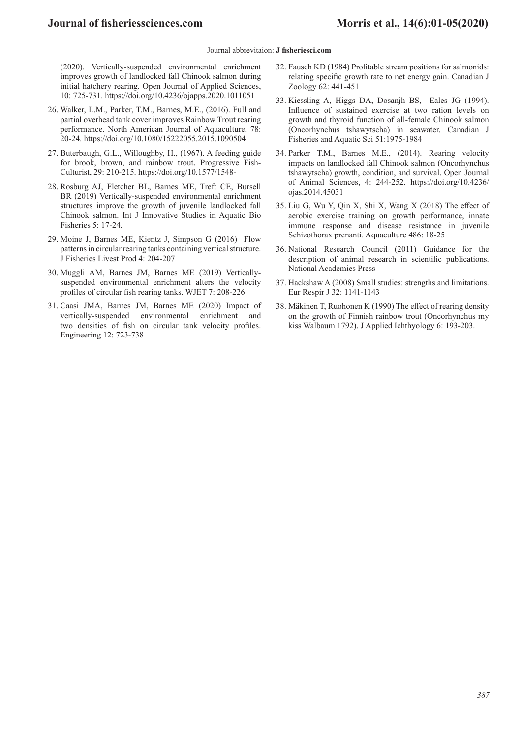(2020). Vertically-suspended environmental enrichment improves growth of landlocked fall Chinook salmon during initial hatchery rearing. Open Journal of Applied Sciences, 10: 725-731. https://doi.org/10.4236/ojapps.2020.1011051

26. Walker, L.M., Parker, T.M., Barnes, M.E., (2016). Full and partial overhead tank cover improves Rainbow Trout rearing performance. North American Journal of Aquaculture, 78: 20-24. https://doi.org/10.1080/15222055.2015.1090504

27. Buterbaugh, G.L., Willoughby, H., (1967). A feeding guide for brook, brown, and rainbow trout. Progressive Fish-Culturist, 29: 210-215. https://doi.org/10.1577/1548-

28. Rosburg AJ, Fletcher BL, Barnes ME, Treft CE, Bursell BR (2019) Vertically-suspended environmental enrichment structures improve the growth of juvenile landlocked fall Chinook salmon. Int J Innovative Studies in Aquatic Bio Fisheries 5: 17-24.

29. Moine J, Barnes ME, Kientz J, Simpson G (2016) Flow patterns in circular rearing tanks containing vertical structure. J Fisheries Livest Prod 4: 204-207

30. Muggli AM, Barnes JM, Barnes ME (2019) Vertically-suspended environmental enrichment alters the velocity profiles of circular fish rearing tanks. WJET 7: 208-226

31. Caasi JMA, Barnes JM, Barnes ME (2020) Impact of vertically-suspended environmental enrichment and two densities of fish on circular tank velocity profiles. Engineering 12: 723-738

32. Fausch KD (1984) Profitable stream positions for salmonids: relating specific growth rate to net energy gain. Canadian J Zoology 62: 441-451

33. Kiessling A, Higgs DA, Dosanjh BS, Eales JG (1994). Influence of sustained exercise at two ration levels on growth and thyroid function of all-female Chinook salmon (Oncorhynchus tshawytscha) in seawater. Canadian J Fisheries and Aquatic Sci 51:1975-1984

34. Parker T.M., Barnes M.E., (2014). Rearing velocity impacts on landlocked fall Chinook salmon (Oncorhynchus tshawytscha) growth, condition, and survival. Open Journal of Animal Sciences, 4: 244-252. https://doi.org/10.4236/ojas.2014.45031

35. Liu G, Wu Y, Qin X, Shi X, Wang X (2018) The effect of aerobic exercise training on growth performance, innate immune response and disease resistance in juvenile Schizothorax prenanti. Aquaculture 486: 18-25

36. National Research Council (2011) Guidance for the description of animal research in scientific publications. National Academies Press

37. Hackshaw A (2008) Small studies: strengths and limitations. Eur Respir J 32: 1141-1143

38. Mäkinen T, Ruohonen K (1990) The effect of rearing density on the growth of Finnish rainbow trout (Oncorhynchus my kiss Walbaum 1792). J Applied Ichthyology 6: 193-203.